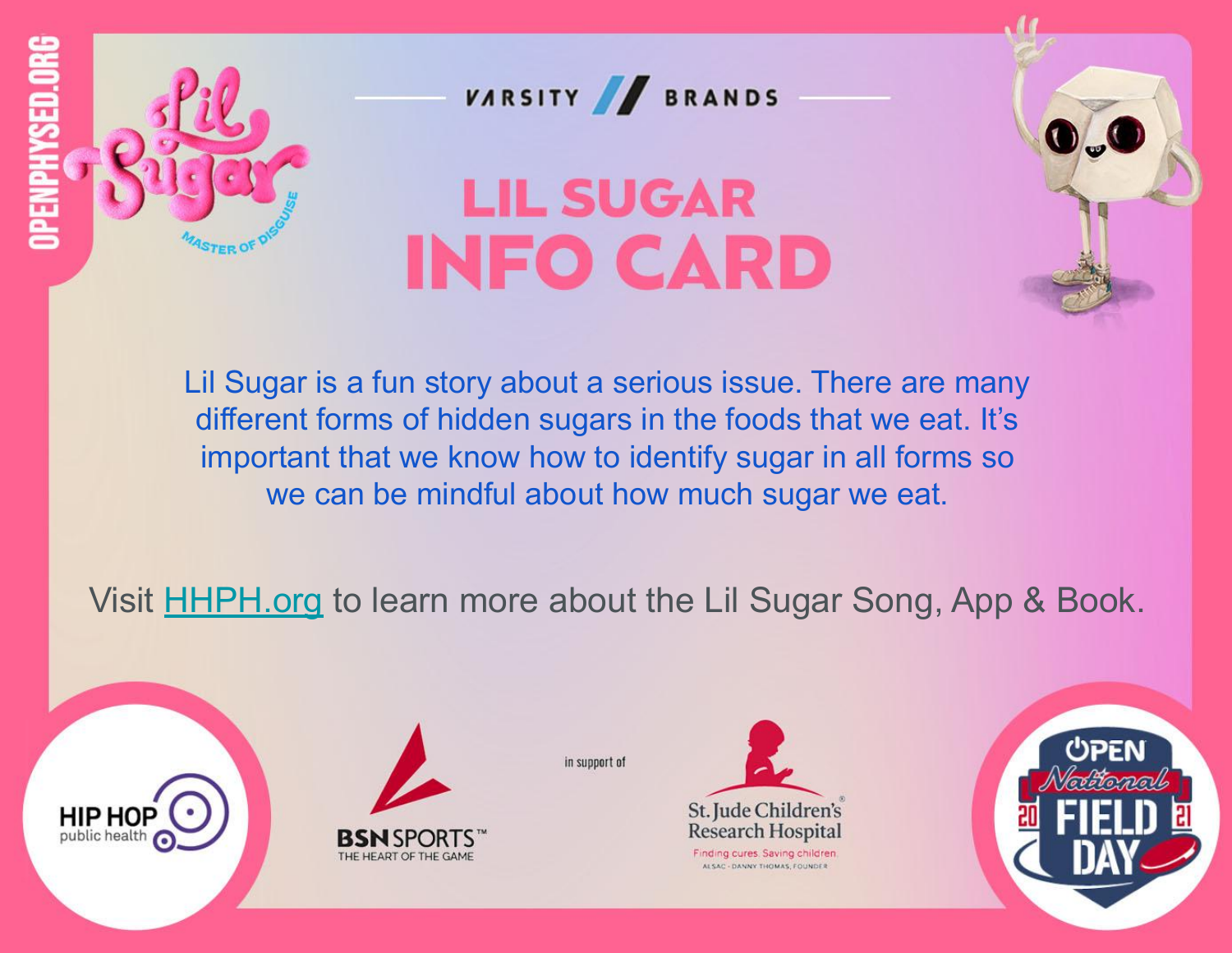OPENPHYSED.ORG

VARSITY // BRANDS

# LIL SUGAR INFO CARD

Lil Sugar is a fun story about a serious issue. There are many different forms of hidden sugars in the foods that we eat. It's important that we know how to identify sugar in all forms so we can be mindful about how much sugar we eat.

Visit HHPH.org to learn more about the Lil Sugar Song, App & Book.

HIP HOP public health

BSN SPORTS THE HEART OF THE GAME

in support of

St. Jude Children's Research Hospital

OPEN National FIELD DAY 2021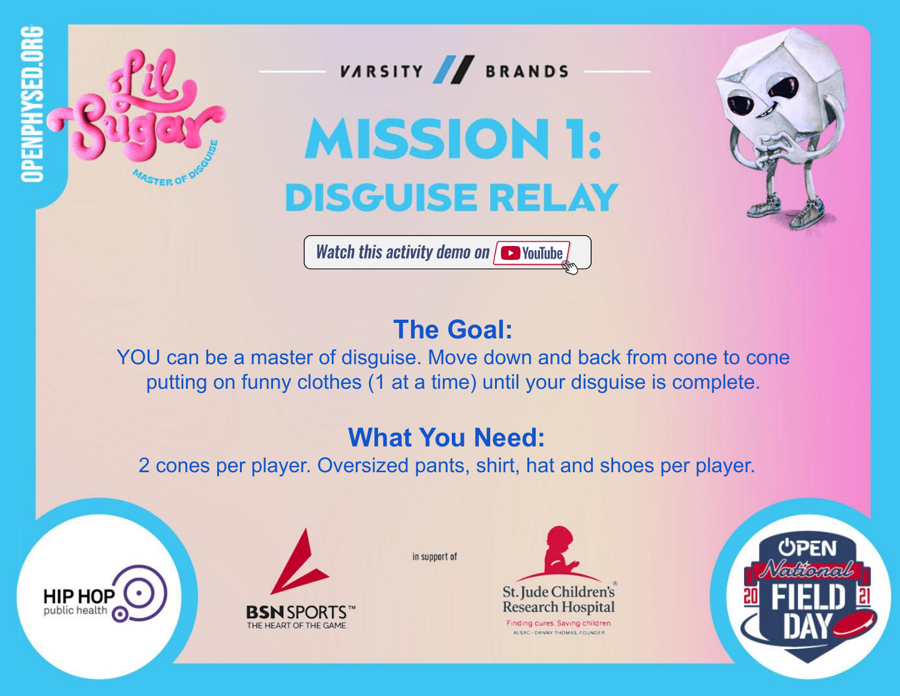OPENPHYSED.ORG

Lil Sugar
MASTER OF DISGUISE

VARSITY BRANDS

# MISSION 1:
# DISGUISE RELAY

Watch this activity demo on YouTube

## The Goal:

YOU can be a master of disguise. Move down and back from cone to cone putting on funny clothes (1 at a time) until your disguise is complete.

## What You Need:

2 cones per player. Oversized pants, shirt, hat and shoes per player.

HIP HOP public health

BSN SPORTS™ THE HEART OF THE GAME

in support of

St. Jude Children's Research Hospital
Finding cures. Saving children.
ALSAC · DANNY THOMAS, FOUNDER

OPEN National FIELD DAY 2021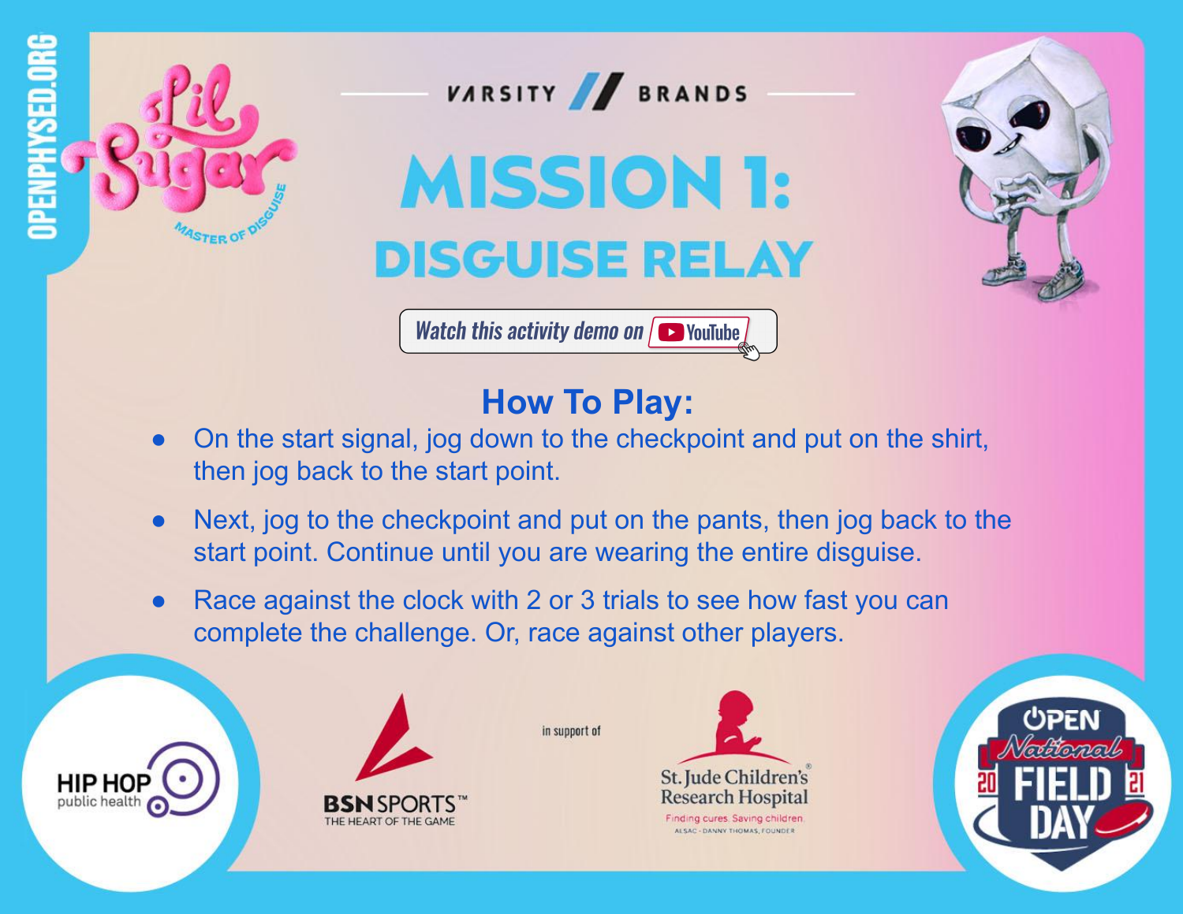VARSITY // BRANDS

# MISSION 1:
## DISGUISE RELAY

Watch this activity demo on YouTube

### How To Play:

- On the start signal, jog down to the checkpoint and put on the shirt, then jog back to the start point.
- Next, jog to the checkpoint and put on the pants, then jog back to the start point. Continue until you are wearing the entire disguise.
- Race against the clock with 2 or 3 trials to see how fast you can complete the challenge. Or, race against other players.

in support of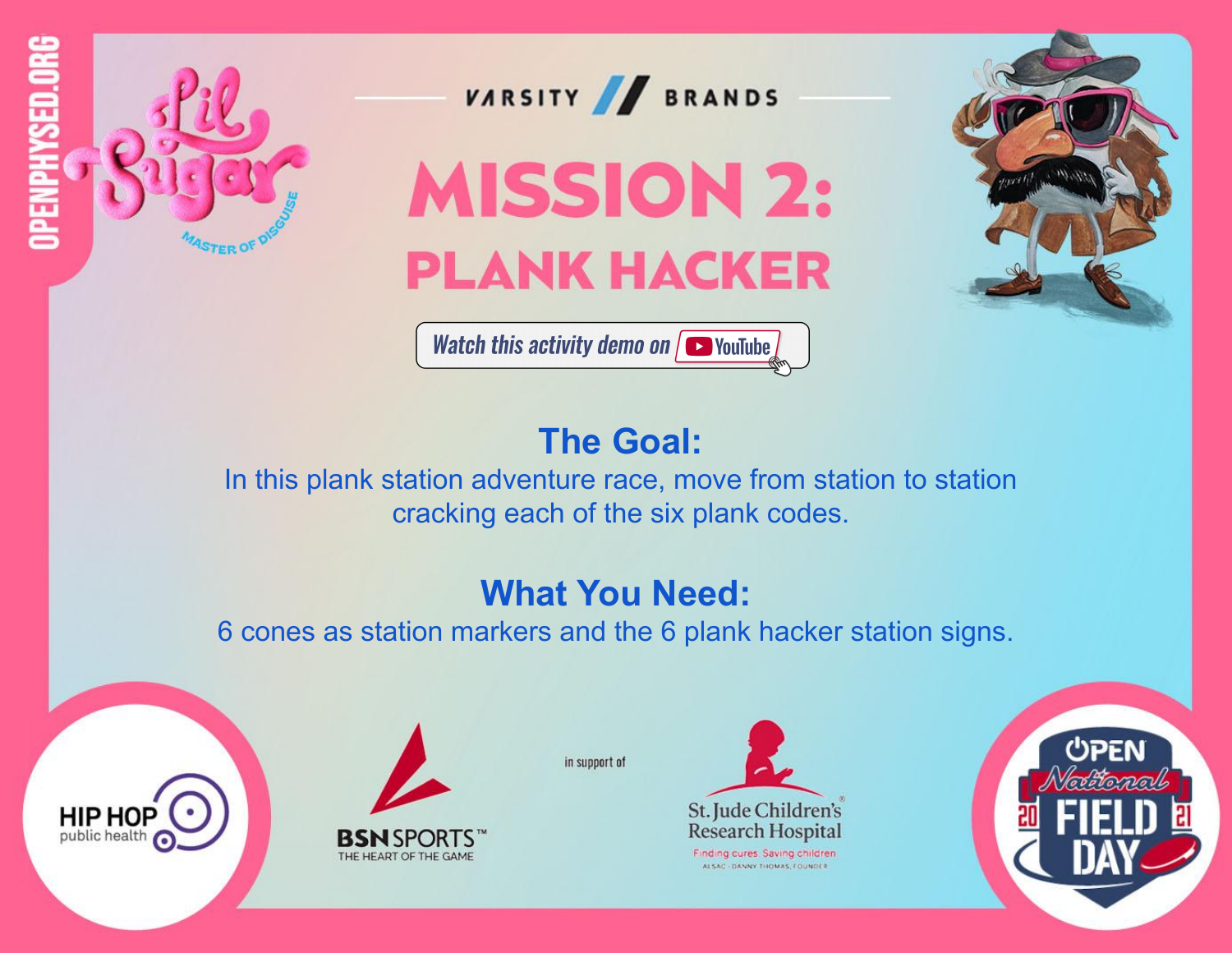OPENPHYSED.ORG

Lil Sugar

MASTER OF DISGUISE

VARSITY // BRANDS

# MISSION 2:

# PLANK HACKER

Watch this activity demo on YouTube

## The Goal:

In this plank station adventure race, move from station to station cracking each of the six plank codes.

## What You Need:

6 cones as station markers and the 6 plank hacker station signs.

HIP HOP public health

BSN SPORTS™ THE HEART OF THE GAME

in support of

St. Jude Children's Research Hospital

Finding cures. Saving children.

ALSAC · DANNY THOMAS, FOUNDER

OPEN National FIELD DAY 2021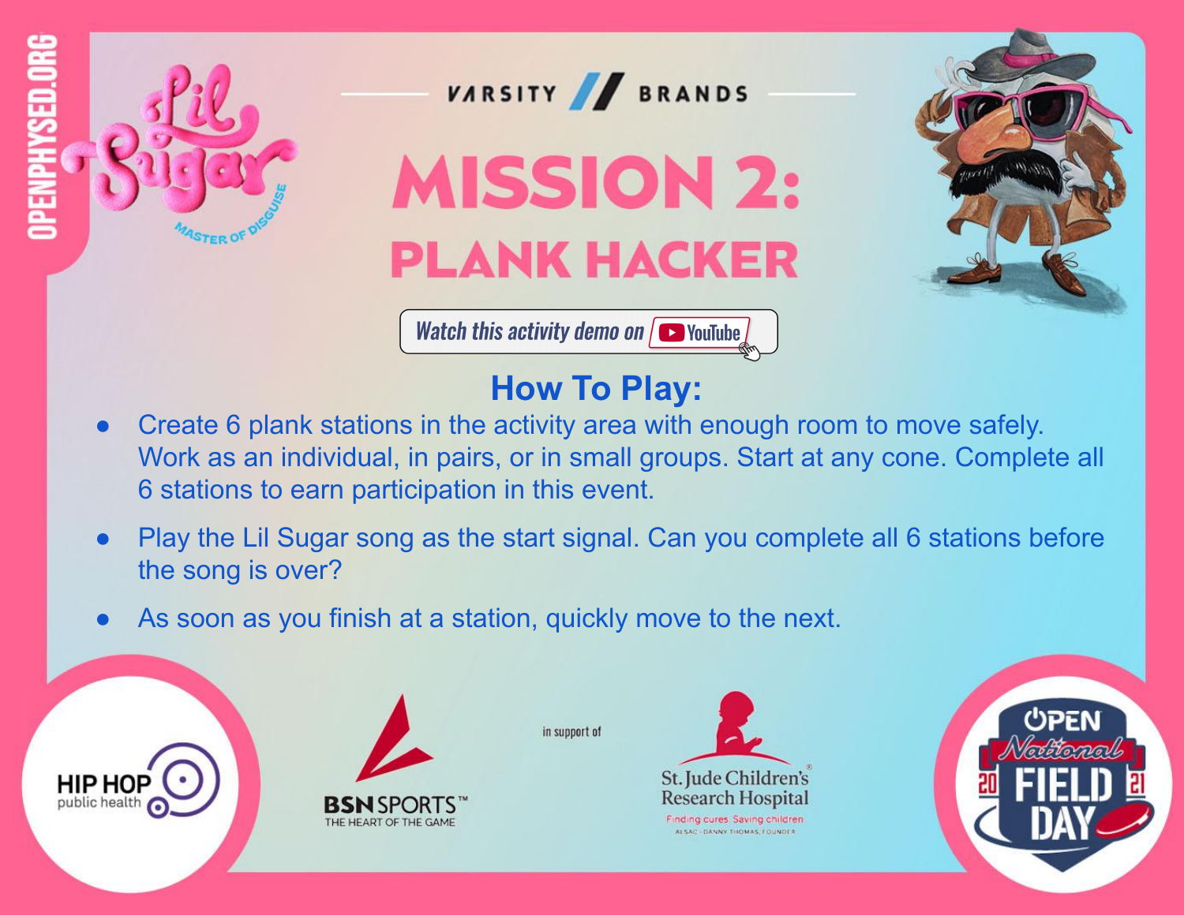OPENPHYSED.ORG

Lil Sugar

MASTER OF DISGUISE

VARSITY // BRANDS

# MISSION 2:

# PLANK HACKER

Watch this activity demo on YouTube

## How To Play:

- Create 6 plank stations in the activity area with enough room to move safely. Work as an individual, in pairs, or in small groups. Start at any cone. Complete all 6 stations to earn participation in this event.
- Play the Lil Sugar song as the start signal. Can you complete all 6 stations before the song is over?
- As soon as you finish at a station, quickly move to the next.

HIP HOP public health

BSN SPORTS™ THE HEART OF THE GAME

in support of

St. Jude Children's Research Hospital

Finding cures. Saving children.

ALSAC · DANNY THOMAS, FOUNDER

OPEN National FIELD DAY 2021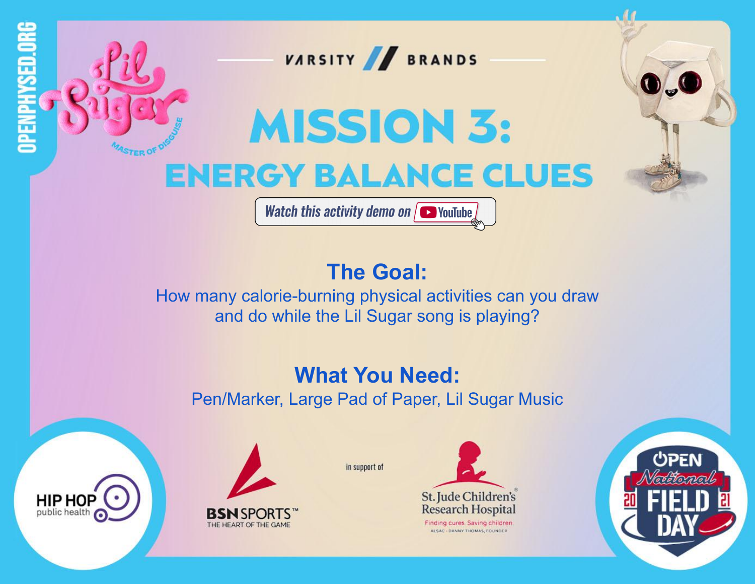OPENPHYSED.ORG

Lil Sugar

MASTER OF DISGUISE

VARSITY // BRANDS

# MISSION 3:
# ENERGY BALANCE CLUES

Watch this activity demo on YouTube

## The Goal:

How many calorie-burning physical activities can you draw and do while the Lil Sugar song is playing?

## What You Need:

Pen/Marker, Large Pad of Paper, Lil Sugar Music

HIP HOP public health

BSN SPORTS™ THE HEART OF THE GAME

in support of

St. Jude Children's® Research Hospital
Finding cures. Saving children.
ALSAC · DANNY THOMAS, FOUNDER

OPEN National FIELD DAY 2021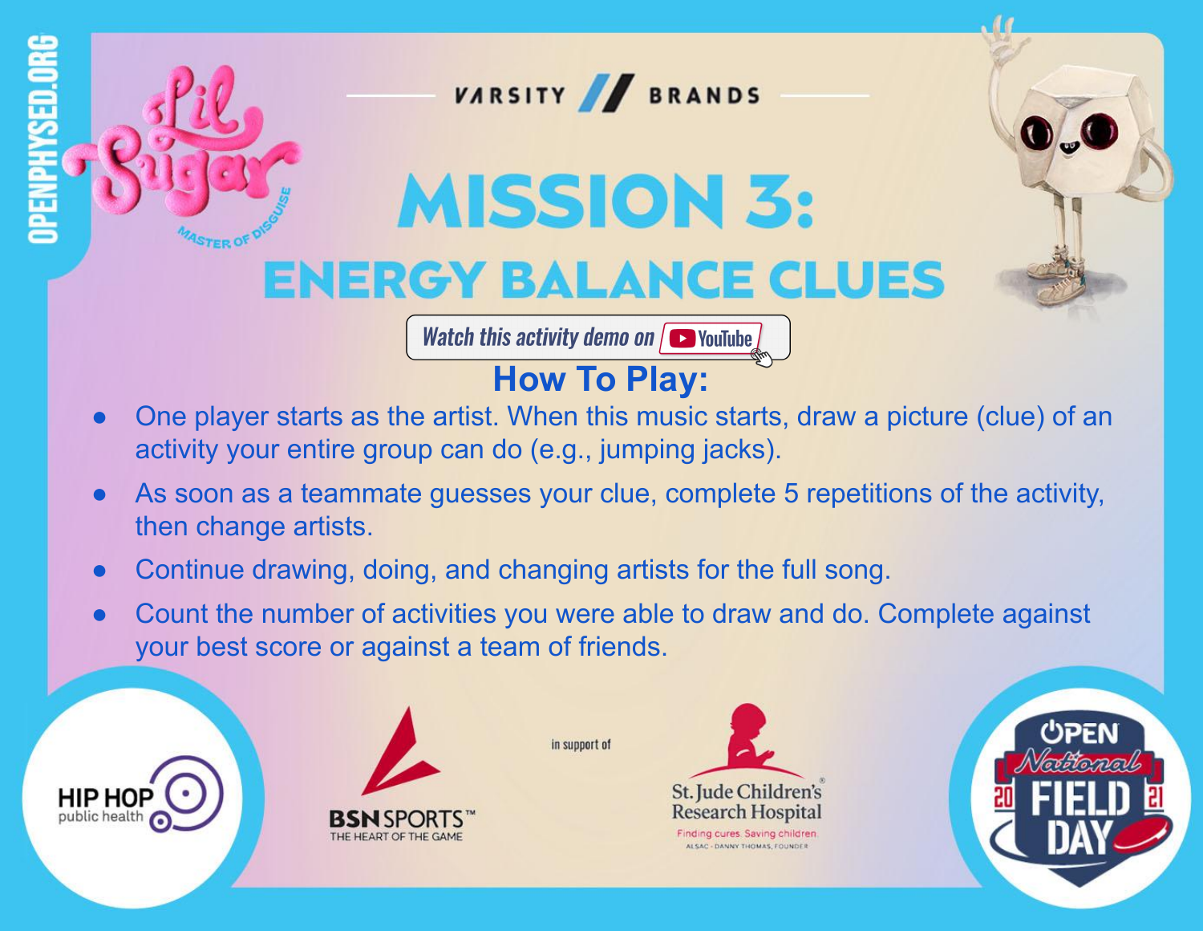# MISSION 3: ENERGY BALANCE CLUES

Watch this activity demo on YouTube

## How To Play:

- One player starts as the artist. When this music starts, draw a picture (clue) of an activity your entire group can do (e.g., jumping jacks).
- As soon as a teammate guesses your clue, complete 5 repetitions of the activity, then change artists.
- Continue drawing, doing, and changing artists for the full song.
- Count the number of activities you were able to draw and do. Complete against your best score or against a team of friends.

in support of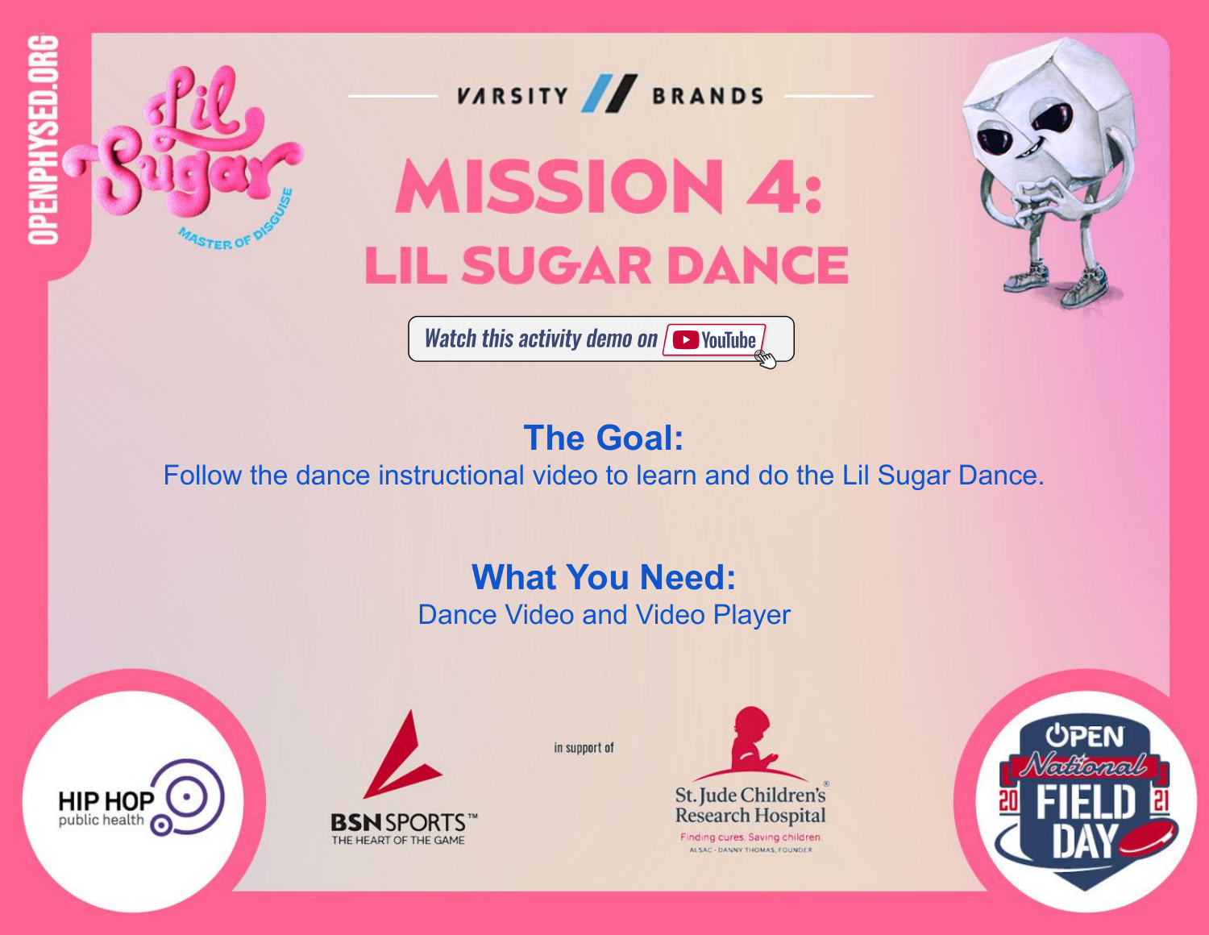OPENPHYSED.ORG

Lil Sugar

MASTER OF DISGUISE

VARSITY BRANDS

# MISSION 4:

# LIL SUGAR DANCE

Watch this activity demo on YouTube

## The Goal:

Follow the dance instructional video to learn and do the Lil Sugar Dance.

## What You Need:

Dance Video and Video Player

HIP HOP public health

BSN SPORTS™ THE HEART OF THE GAME

in support of

St. Jude Children's Research Hospital

Finding cures. Saving children.

ALSAC · DANNY THOMAS, FOUNDER

OPEN National FIELD DAY 2021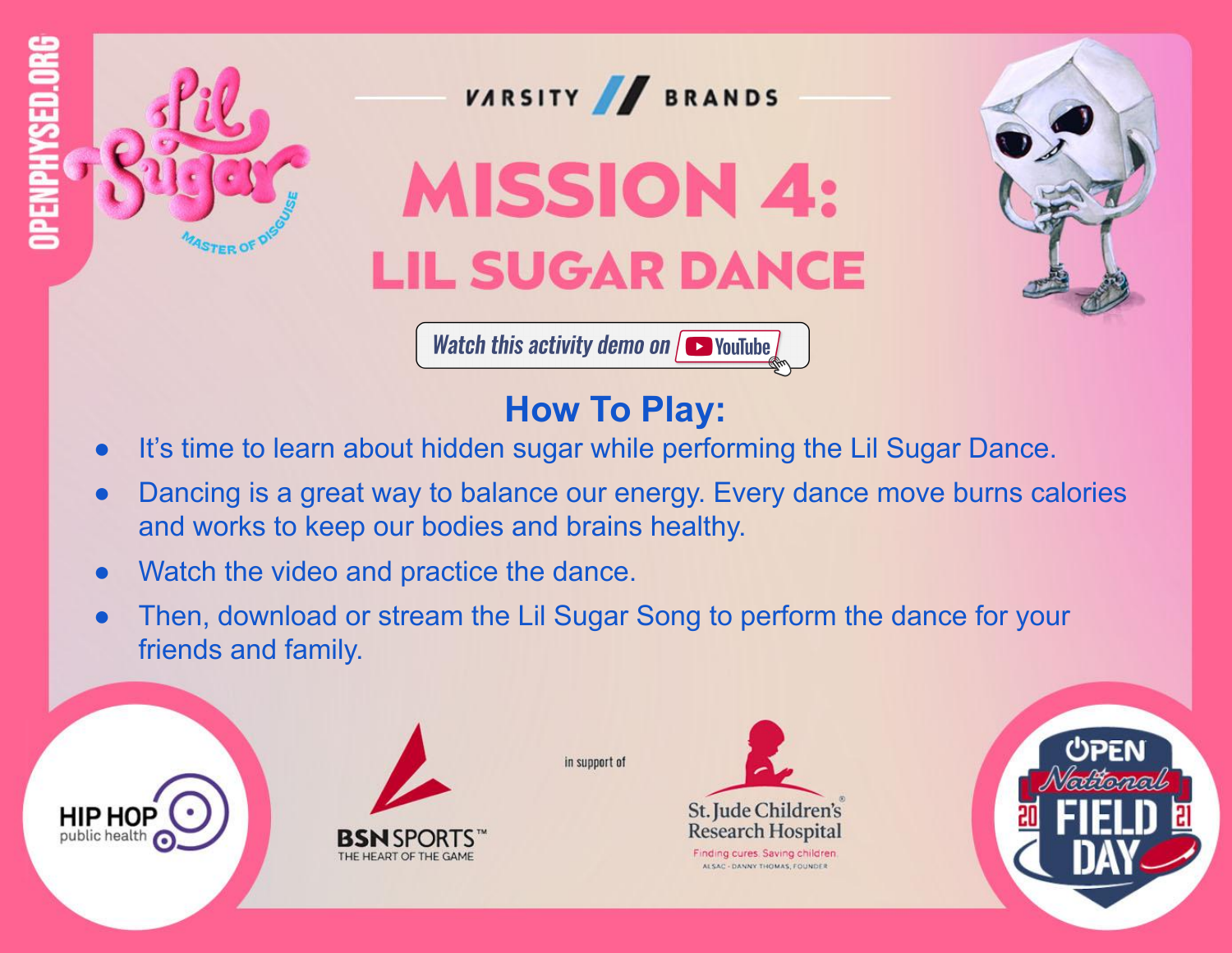VARSITY // BRANDS

# MISSION 4:

# LIL SUGAR DANCE

Watch this activity demo on YouTube

## How To Play:

- It's time to learn about hidden sugar while performing the Lil Sugar Dance.
- Dancing is a great way to balance our energy. Every dance move burns calories and works to keep our bodies and brains healthy.
- Watch the video and practice the dance.
- Then, download or stream the Lil Sugar Song to perform the dance for your friends and family.

in support of